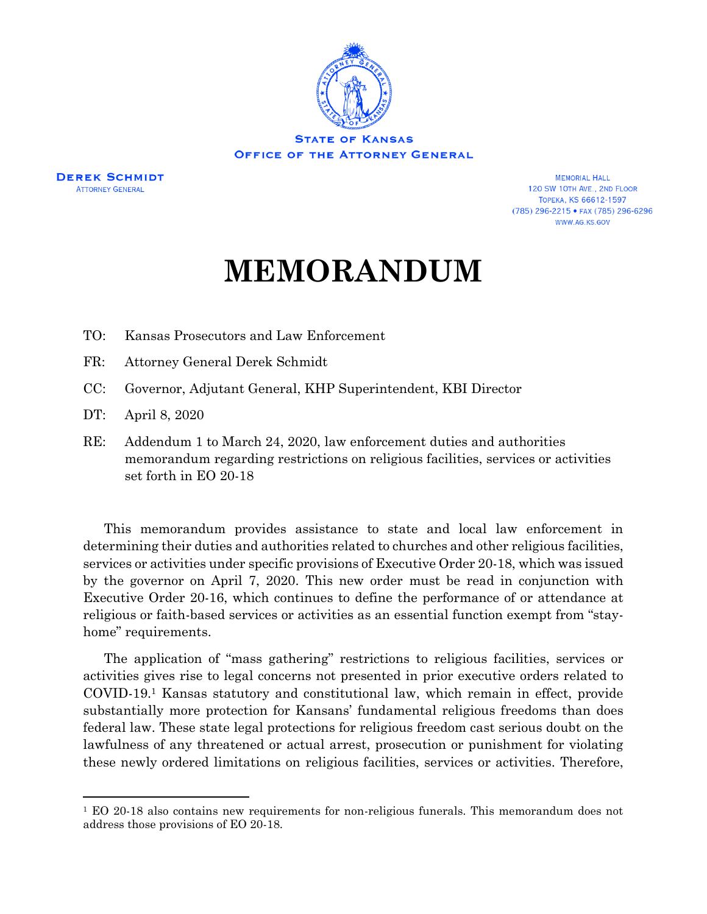**State of Kansas**
**Office of the Attorney General**

**Derek Schmidt**
Attorney General

Memorial Hall
120 SW 10th Ave., 2nd Floor
Topeka, KS 66612-1597
(785) 296-2215 • Fax (785) 296-6296
www.ag.ks.gov

# MEMORANDUM

TO: Kansas Prosecutors and Law Enforcement

FR: Attorney General Derek Schmidt

CC: Governor, Adjutant General, KHP Superintendent, KBI Director

DT: April 8, 2020

RE: Addendum 1 to March 24, 2020, law enforcement duties and authorities memorandum regarding restrictions on religious facilities, services or activities set forth in EO 20-18

This memorandum provides assistance to state and local law enforcement in determining their duties and authorities related to churches and other religious facilities, services or activities under specific provisions of Executive Order 20-18, which was issued by the governor on April 7, 2020. This new order must be read in conjunction with Executive Order 20-16, which continues to define the performance of or attendance at religious or faith-based services or activities as an essential function exempt from "stay-home" requirements.

The application of "mass gathering" restrictions to religious facilities, services or activities gives rise to legal concerns not presented in prior executive orders related to COVID-19.[1] Kansas statutory and constitutional law, which remain in effect, provide substantially more protection for Kansans' fundamental religious freedoms than does federal law. These state legal protections for religious freedom cast serious doubt on the lawfulness of any threatened or actual arrest, prosecution or punishment for violating these newly ordered limitations on religious facilities, services or activities. Therefore,

[1] EO 20-18 also contains new requirements for non-religious funerals. This memorandum does not address those provisions of EO 20-18.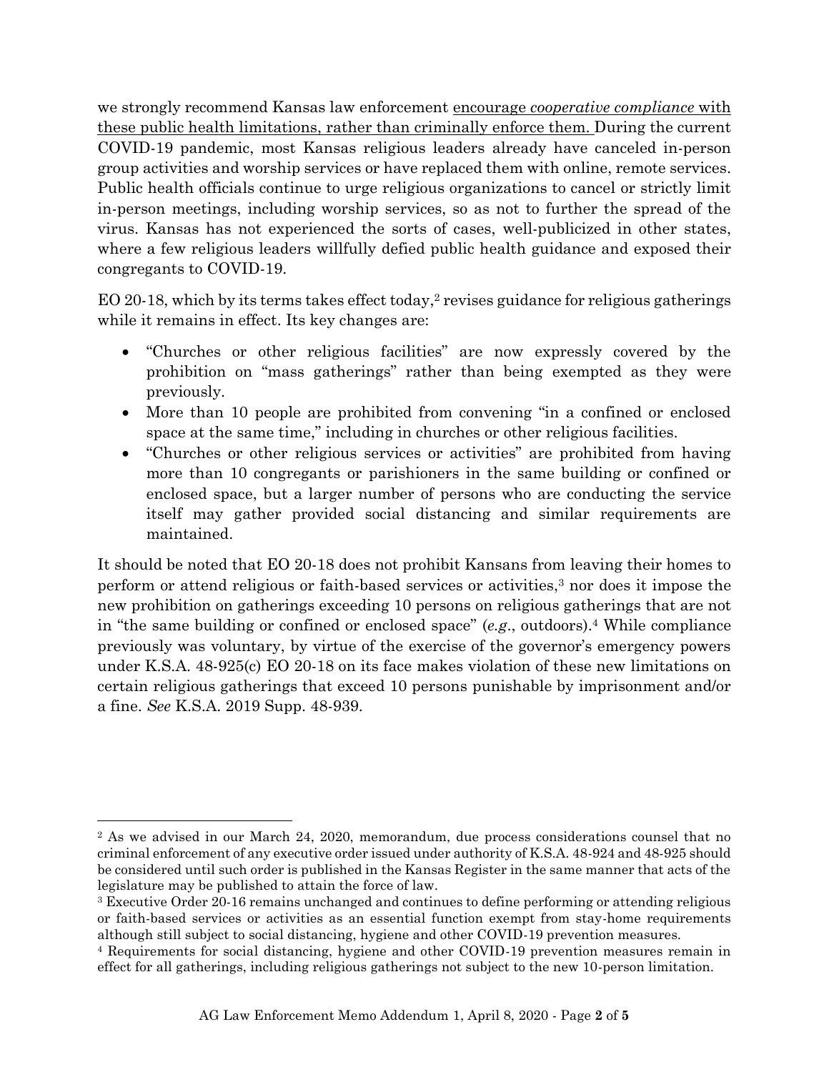we strongly recommend Kansas law enforcement encourage *cooperative compliance* with these public health limitations, rather than criminally enforce them. During the current COVID-19 pandemic, most Kansas religious leaders already have canceled in-person group activities and worship services or have replaced them with online, remote services. Public health officials continue to urge religious organizations to cancel or strictly limit in-person meetings, including worship services, so as not to further the spread of the virus. Kansas has not experienced the sorts of cases, well-publicized in other states, where a few religious leaders willfully defied public health guidance and exposed their congregants to COVID-19.

EO 20-18, which by its terms takes effect today,[2] revises guidance for religious gatherings while it remains in effect. Its key changes are:

- "Churches or other religious facilities" are now expressly covered by the prohibition on "mass gatherings" rather than being exempted as they were previously.
- More than 10 people are prohibited from convening "in a confined or enclosed space at the same time," including in churches or other religious facilities.
- "Churches or other religious services or activities" are prohibited from having more than 10 congregants or parishioners in the same building or confined or enclosed space, but a larger number of persons who are conducting the service itself may gather provided social distancing and similar requirements are maintained.

It should be noted that EO 20-18 does not prohibit Kansans from leaving their homes to perform or attend religious or faith-based services or activities,[3] nor does it impose the new prohibition on gatherings exceeding 10 persons on religious gatherings that are not in "the same building or confined or enclosed space" (*e.g.*, outdoors).[4] While compliance previously was voluntary, by virtue of the exercise of the governor's emergency powers under K.S.A. 48-925(c) EO 20-18 on its face makes violation of these new limitations on certain religious gatherings that exceed 10 persons punishable by imprisonment and/or a fine. *See* K.S.A. 2019 Supp. 48-939.

---

[2] As we advised in our March 24, 2020, memorandum, due process considerations counsel that no criminal enforcement of any executive order issued under authority of K.S.A. 48-924 and 48-925 should be considered until such order is published in the Kansas Register in the same manner that acts of the legislature may be published to attain the force of law.

[3] Executive Order 20-16 remains unchanged and continues to define performing or attending religious or faith-based services or activities as an essential function exempt from stay-home requirements although still subject to social distancing, hygiene and other COVID-19 prevention measures.

[4] Requirements for social distancing, hygiene and other COVID-19 prevention measures remain in effect for all gatherings, including religious gatherings not subject to the new 10-person limitation.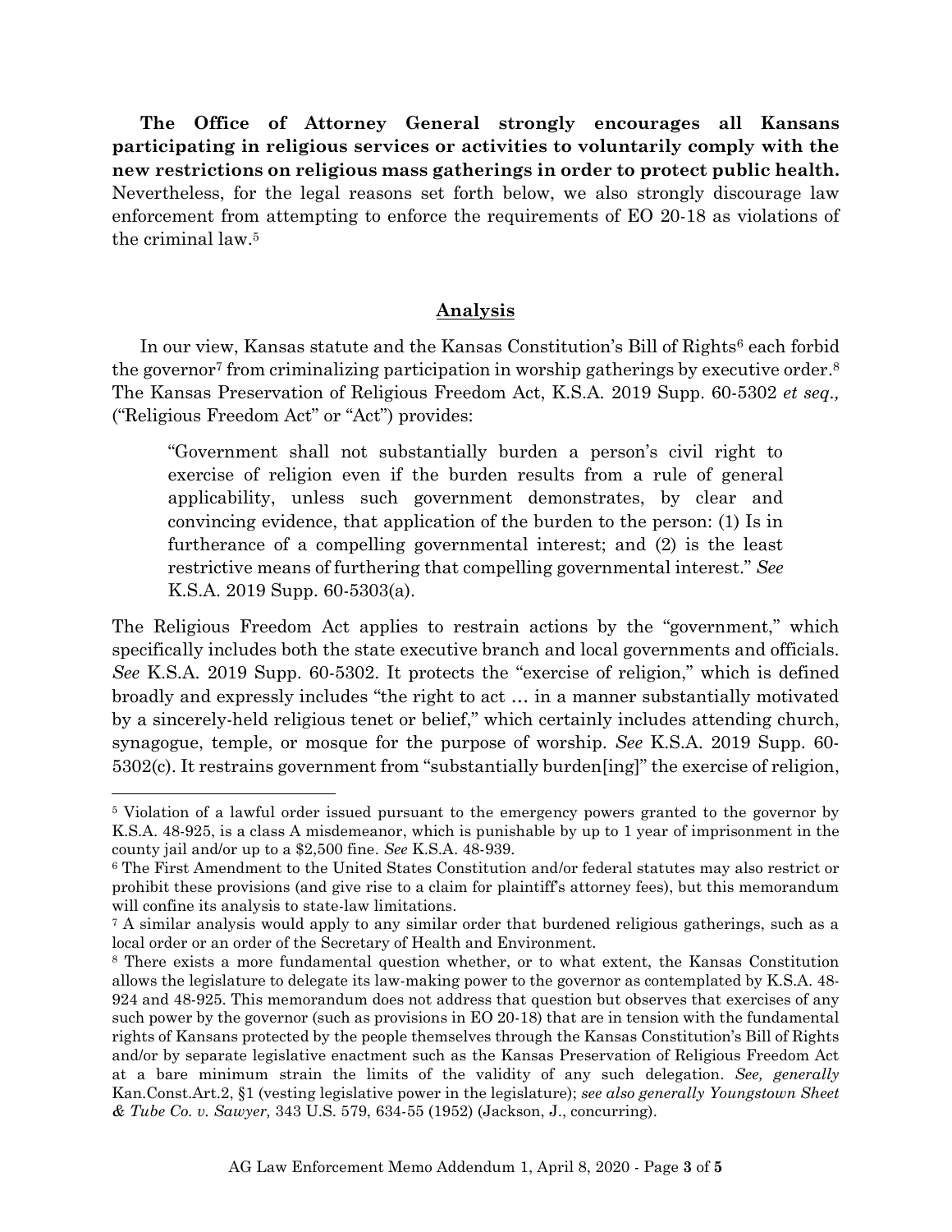**The Office of Attorney General strongly encourages all Kansans participating in religious services or activities to voluntarily comply with the new restrictions on religious mass gatherings in order to protect public health.** Nevertheless, for the legal reasons set forth below, we also strongly discourage law enforcement from attempting to enforce the requirements of EO 20-18 as violations of the criminal law.[5]

## Analysis

In our view, Kansas statute and the Kansas Constitution's Bill of Rights[6] each forbid the governor[7] from criminalizing participation in worship gatherings by executive order.[8] The Kansas Preservation of Religious Freedom Act, K.S.A. 2019 Supp. 60-5302 *et seq.,* ("Religious Freedom Act" or "Act") provides:

> "Government shall not substantially burden a person's civil right to exercise of religion even if the burden results from a rule of general applicability, unless such government demonstrates, by clear and convincing evidence, that application of the burden to the person: (1) Is in furtherance of a compelling governmental interest; and (2) is the least restrictive means of furthering that compelling governmental interest." *See* K.S.A. 2019 Supp. 60-5303(a).

The Religious Freedom Act applies to restrain actions by the "government," which specifically includes both the state executive branch and local governments and officials. *See* K.S.A. 2019 Supp. 60-5302. It protects the "exercise of religion," which is defined broadly and expressly includes "the right to act … in a manner substantially motivated by a sincerely-held religious tenet or belief," which certainly includes attending church, synagogue, temple, or mosque for the purpose of worship. *See* K.S.A. 2019 Supp. 60-5302(c). It restrains government from "substantially burden[ing]" the exercise of religion,

---

[5] Violation of a lawful order issued pursuant to the emergency powers granted to the governor by K.S.A. 48-925, is a class A misdemeanor, which is punishable by up to 1 year of imprisonment in the county jail and/or up to a $2,500 fine. *See* K.S.A. 48-939.

[6] The First Amendment to the United States Constitution and/or federal statutes may also restrict or prohibit these provisions (and give rise to a claim for plaintiff's attorney fees), but this memorandum will confine its analysis to state-law limitations.

[7] A similar analysis would apply to any similar order that burdened religious gatherings, such as a local order or an order of the Secretary of Health and Environment.

[8] There exists a more fundamental question whether, or to what extent, the Kansas Constitution allows the legislature to delegate its law-making power to the governor as contemplated by K.S.A. 48-924 and 48-925. This memorandum does not address that question but observes that exercises of any such power by the governor (such as provisions in EO 20-18) that are in tension with the fundamental rights of Kansans protected by the people themselves through the Kansas Constitution's Bill of Rights and/or by separate legislative enactment such as the Kansas Preservation of Religious Freedom Act at a bare minimum strain the limits of the validity of any such delegation. *See, generally* Kan.Const.Art.2, §1 (vesting legislative power in the legislature); *see also generally Youngstown Sheet & Tube Co. v. Sawyer,* 343 U.S. 579, 634-55 (1952) (Jackson, J., concurring).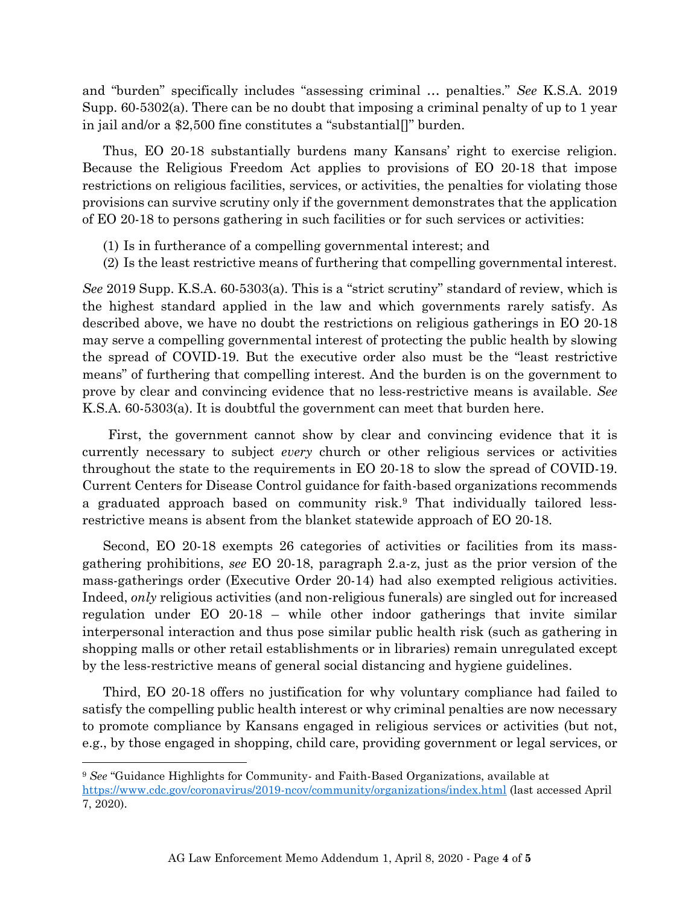and "burden" specifically includes "assessing criminal … penalties." *See* K.S.A. 2019 Supp. 60-5302(a). There can be no doubt that imposing a criminal penalty of up to 1 year in jail and/or a $2,500 fine constitutes a "substantial[]" burden.

Thus, EO 20-18 substantially burdens many Kansans' right to exercise religion. Because the Religious Freedom Act applies to provisions of EO 20-18 that impose restrictions on religious facilities, services, or activities, the penalties for violating those provisions can survive scrutiny only if the government demonstrates that the application of EO 20-18 to persons gathering in such facilities or for such services or activities:

(1) Is in furtherance of a compelling governmental interest; and
(2) Is the least restrictive means of furthering that compelling governmental interest.

*See* 2019 Supp. K.S.A. 60-5303(a). This is a "strict scrutiny" standard of review, which is the highest standard applied in the law and which governments rarely satisfy. As described above, we have no doubt the restrictions on religious gatherings in EO 20-18 may serve a compelling governmental interest of protecting the public health by slowing the spread of COVID-19. But the executive order also must be the "least restrictive means" of furthering that compelling interest. And the burden is on the government to prove by clear and convincing evidence that no less-restrictive means is available. *See* K.S.A. 60-5303(a). It is doubtful the government can meet that burden here.

First, the government cannot show by clear and convincing evidence that it is currently necessary to subject *every* church or other religious services or activities throughout the state to the requirements in EO 20-18 to slow the spread of COVID-19. Current Centers for Disease Control guidance for faith-based organizations recommends a graduated approach based on community risk.[9] That individually tailored less-restrictive means is absent from the blanket statewide approach of EO 20-18.

Second, EO 20-18 exempts 26 categories of activities or facilities from its mass-gathering prohibitions, *see* EO 20-18, paragraph 2.a-z, just as the prior version of the mass-gatherings order (Executive Order 20-14) had also exempted religious activities. Indeed, *only* religious activities (and non-religious funerals) are singled out for increased regulation under EO 20-18 – while other indoor gatherings that invite similar interpersonal interaction and thus pose similar public health risk (such as gathering in shopping malls or other retail establishments or in libraries) remain unregulated except by the less-restrictive means of general social distancing and hygiene guidelines.

Third, EO 20-18 offers no justification for why voluntary compliance had failed to satisfy the compelling public health interest or why criminal penalties are now necessary to promote compliance by Kansans engaged in religious services or activities (but not, e.g., by those engaged in shopping, child care, providing government or legal services, or

---

[9] *See* "Guidance Highlights for Community- and Faith-Based Organizations, available at https://www.cdc.gov/coronavirus/2019-ncov/community/organizations/index.html (last accessed April 7, 2020).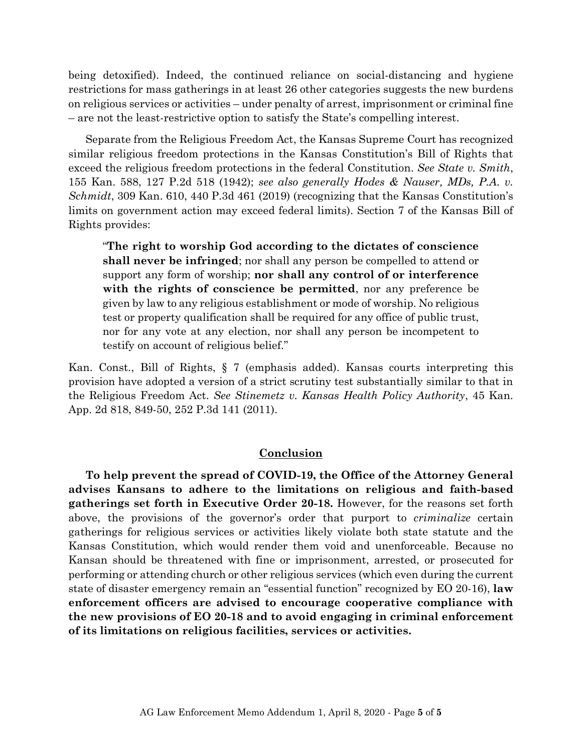being detoxified). Indeed, the continued reliance on social-distancing and hygiene restrictions for mass gatherings in at least 26 other categories suggests the new burdens on religious services or activities – under penalty of arrest, imprisonment or criminal fine – are not the least-restrictive option to satisfy the State's compelling interest.

Separate from the Religious Freedom Act, the Kansas Supreme Court has recognized similar religious freedom protections in the Kansas Constitution's Bill of Rights that exceed the religious freedom protections in the federal Constitution. *See State v. Smith*, 155 Kan. 588, 127 P.2d 518 (1942); *see also generally Hodes & Nauser, MDs, P.A. v. Schmidt*, 309 Kan. 610, 440 P.3d 461 (2019) (recognizing that the Kansas Constitution's limits on government action may exceed federal limits). Section 7 of the Kansas Bill of Rights provides:

> "**The right to worship God according to the dictates of conscience shall never be infringed**; nor shall any person be compelled to attend or support any form of worship; **nor shall any control of or interference with the rights of conscience be permitted**, nor any preference be given by law to any religious establishment or mode of worship. No religious test or property qualification shall be required for any office of public trust, nor for any vote at any election, nor shall any person be incompetent to testify on account of religious belief."

Kan. Const., Bill of Rights, § 7 (emphasis added). Kansas courts interpreting this provision have adopted a version of a strict scrutiny test substantially similar to that in the Religious Freedom Act. *See Stinemetz v. Kansas Health Policy Authority*, 45 Kan. App. 2d 818, 849-50, 252 P.3d 141 (2011).

## Conclusion

**To help prevent the spread of COVID-19, the Office of the Attorney General advises Kansans to adhere to the limitations on religious and faith-based gatherings set forth in Executive Order 20-18.** However, for the reasons set forth above, the provisions of the governor's order that purport to *criminalize* certain gatherings for religious services or activities likely violate both state statute and the Kansas Constitution, which would render them void and unenforceable. Because no Kansan should be threatened with fine or imprisonment, arrested, or prosecuted for performing or attending church or other religious services (which even during the current state of disaster emergency remain an "essential function" recognized by EO 20-16), **law enforcement officers are advised to encourage cooperative compliance with the new provisions of EO 20-18 and to avoid engaging in criminal enforcement of its limitations on religious facilities, services or activities.**